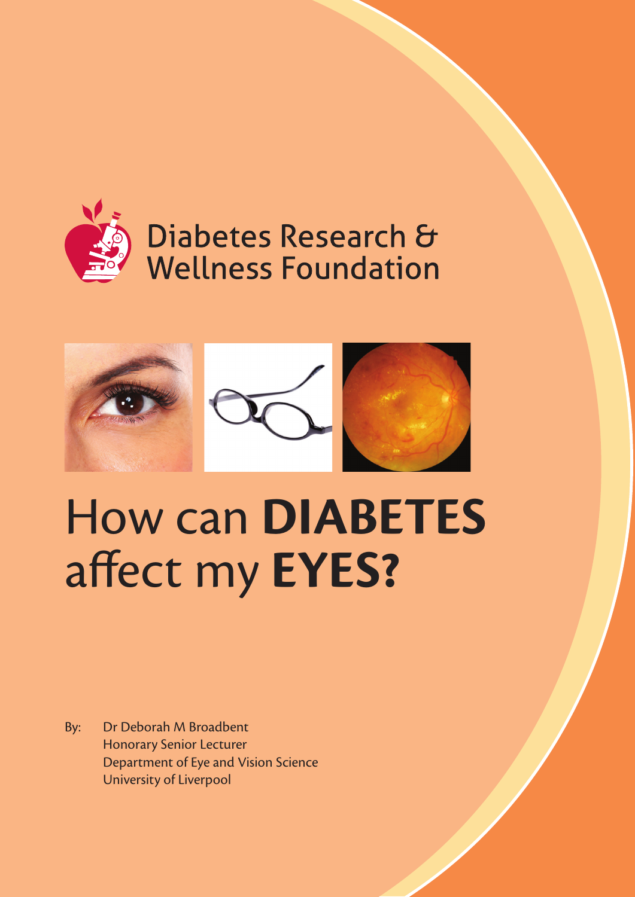Diabetes Research & Wellness Foundation

# How can **DIABETES** affect my **EYES?**

By: Dr Deborah M Broadbent
Honorary Senior Lecturer
Department of Eye and Vision Science
University of Liverpool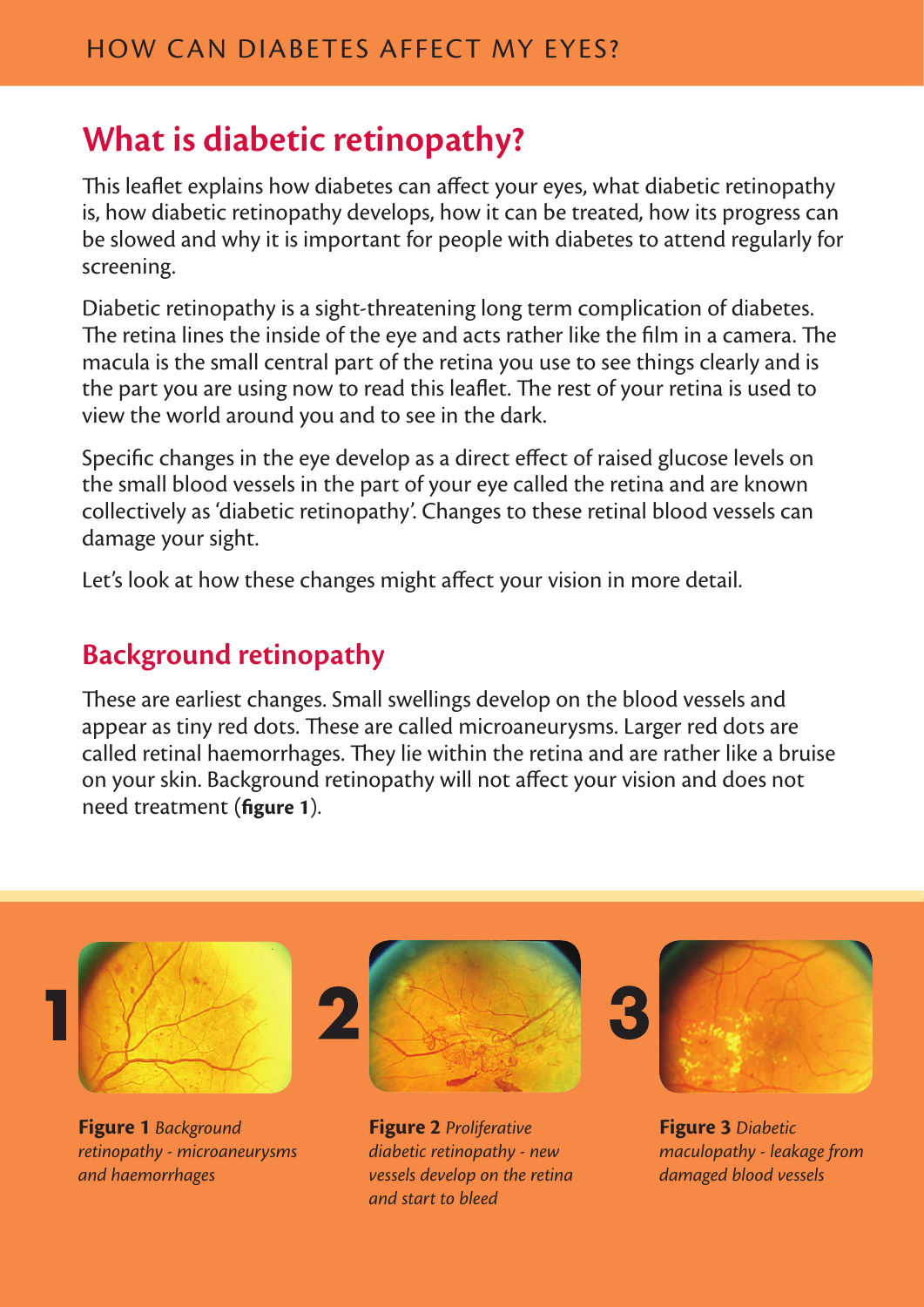# What is diabetic retinopathy?

This leaflet explains how diabetes can affect your eyes, what diabetic retinopathy is, how diabetic retinopathy develops, how it can be treated, how its progress can be slowed and why it is important for people with diabetes to attend regularly for screening.

Diabetic retinopathy is a sight-threatening long term complication of diabetes. The retina lines the inside of the eye and acts rather like the film in a camera. The macula is the small central part of the retina you use to see things clearly and is the part you are using now to read this leaflet. The rest of your retina is used to view the world around you and to see in the dark.

Specific changes in the eye develop as a direct effect of raised glucose levels on the small blood vessels in the part of your eye called the retina and are known collectively as 'diabetic retinopathy'. Changes to these retinal blood vessels can damage your sight.

Let's look at how these changes might affect your vision in more detail.

## Background retinopathy

These are earliest changes. Small swellings develop on the blood vessels and appear as tiny red dots. These are called microaneurysms. Larger red dots are called retinal haemorrhages. They lie within the retina and are rather like a bruise on your skin. Background retinopathy will not affect your vision and does not need treatment (**figure 1**).

**Figure 1** *Background retinopathy - microaneurysms and haemorrhages*

**Figure 2** *Proliferative diabetic retinopathy - new vessels develop on the retina and start to bleed*

**Figure 3** *Diabetic maculopathy - leakage from damaged blood vessels*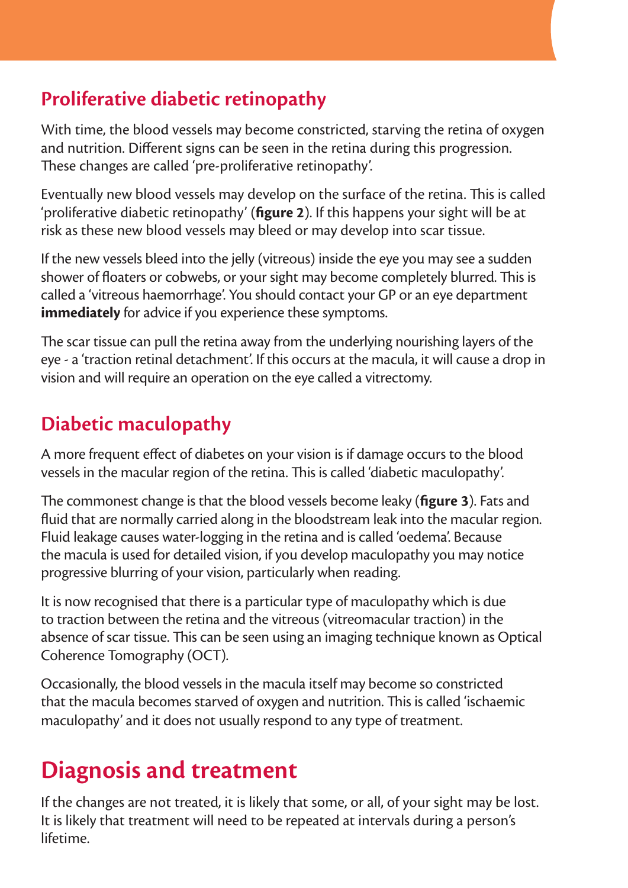## Proliferative diabetic retinopathy

With time, the blood vessels may become constricted, starving the retina of oxygen and nutrition. Different signs can be seen in the retina during this progression. These changes are called 'pre-proliferative retinopathy'.

Eventually new blood vessels may develop on the surface of the retina. This is called 'proliferative diabetic retinopathy' (**figure 2**). If this happens your sight will be at risk as these new blood vessels may bleed or may develop into scar tissue.

If the new vessels bleed into the jelly (vitreous) inside the eye you may see a sudden shower of floaters or cobwebs, or your sight may become completely blurred. This is called a 'vitreous haemorrhage'. You should contact your GP or an eye department **immediately** for advice if you experience these symptoms.

The scar tissue can pull the retina away from the underlying nourishing layers of the eye - a 'traction retinal detachment'. If this occurs at the macula, it will cause a drop in vision and will require an operation on the eye called a vitrectomy.

## Diabetic maculopathy

A more frequent effect of diabetes on your vision is if damage occurs to the blood vessels in the macular region of the retina. This is called 'diabetic maculopathy'.

The commonest change is that the blood vessels become leaky (**figure 3**). Fats and fluid that are normally carried along in the bloodstream leak into the macular region. Fluid leakage causes water-logging in the retina and is called 'oedema'. Because the macula is used for detailed vision, if you develop maculopathy you may notice progressive blurring of your vision, particularly when reading.

It is now recognised that there is a particular type of maculopathy which is due to traction between the retina and the vitreous (vitreomacular traction) in the absence of scar tissue. This can be seen using an imaging technique known as Optical Coherence Tomography (OCT).

Occasionally, the blood vessels in the macula itself may become so constricted that the macula becomes starved of oxygen and nutrition. This is called 'ischaemic maculopathy' and it does not usually respond to any type of treatment.

# Diagnosis and treatment

If the changes are not treated, it is likely that some, or all, of your sight may be lost. It is likely that treatment will need to be repeated at intervals during a person's lifetime.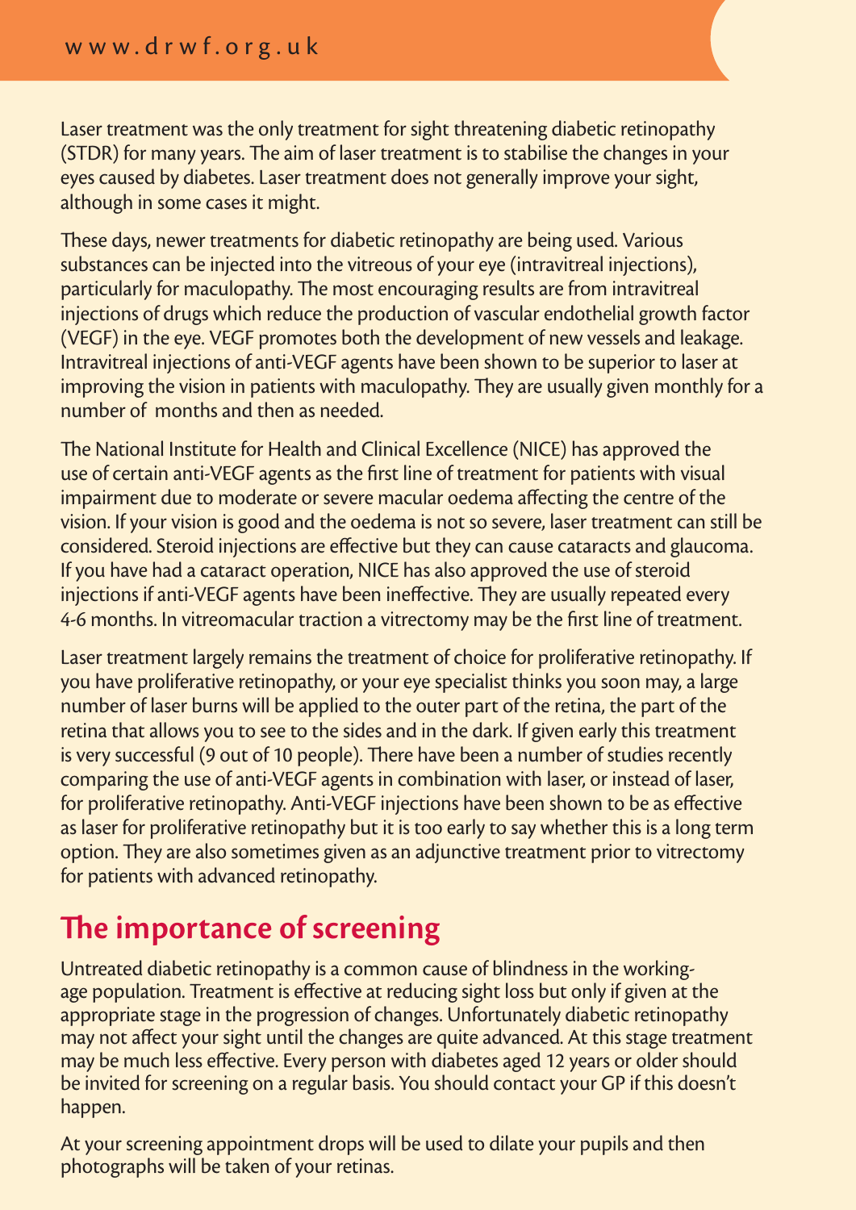Laser treatment was the only treatment for sight threatening diabetic retinopathy (STDR) for many years. The aim of laser treatment is to stabilise the changes in your eyes caused by diabetes. Laser treatment does not generally improve your sight, although in some cases it might.

These days, newer treatments for diabetic retinopathy are being used. Various substances can be injected into the vitreous of your eye (intravitreal injections), particularly for maculopathy. The most encouraging results are from intravitreal injections of drugs which reduce the production of vascular endothelial growth factor (VEGF) in the eye. VEGF promotes both the development of new vessels and leakage. Intravitreal injections of anti-VEGF agents have been shown to be superior to laser at improving the vision in patients with maculopathy. They are usually given monthly for a number of months and then as needed.

The National Institute for Health and Clinical Excellence (NICE) has approved the use of certain anti-VEGF agents as the first line of treatment for patients with visual impairment due to moderate or severe macular oedema affecting the centre of the vision. If your vision is good and the oedema is not so severe, laser treatment can still be considered. Steroid injections are effective but they can cause cataracts and glaucoma. If you have had a cataract operation, NICE has also approved the use of steroid injections if anti-VEGF agents have been ineffective. They are usually repeated every 4-6 months. In vitreomacular traction a vitrectomy may be the first line of treatment.

Laser treatment largely remains the treatment of choice for proliferative retinopathy. If you have proliferative retinopathy, or your eye specialist thinks you soon may, a large number of laser burns will be applied to the outer part of the retina, the part of the retina that allows you to see to the sides and in the dark. If given early this treatment is very successful (9 out of 10 people). There have been a number of studies recently comparing the use of anti-VEGF agents in combination with laser, or instead of laser, for proliferative retinopathy. Anti-VEGF injections have been shown to be as effective as laser for proliferative retinopathy but it is too early to say whether this is a long term option. They are also sometimes given as an adjunctive treatment prior to vitrectomy for patients with advanced retinopathy.

## The importance of screening

Untreated diabetic retinopathy is a common cause of blindness in the working-age population. Treatment is effective at reducing sight loss but only if given at the appropriate stage in the progression of changes. Unfortunately diabetic retinopathy may not affect your sight until the changes are quite advanced. At this stage treatment may be much less effective. Every person with diabetes aged 12 years or older should be invited for screening on a regular basis. You should contact your GP if this doesn't happen.

At your screening appointment drops will be used to dilate your pupils and then photographs will be taken of your retinas.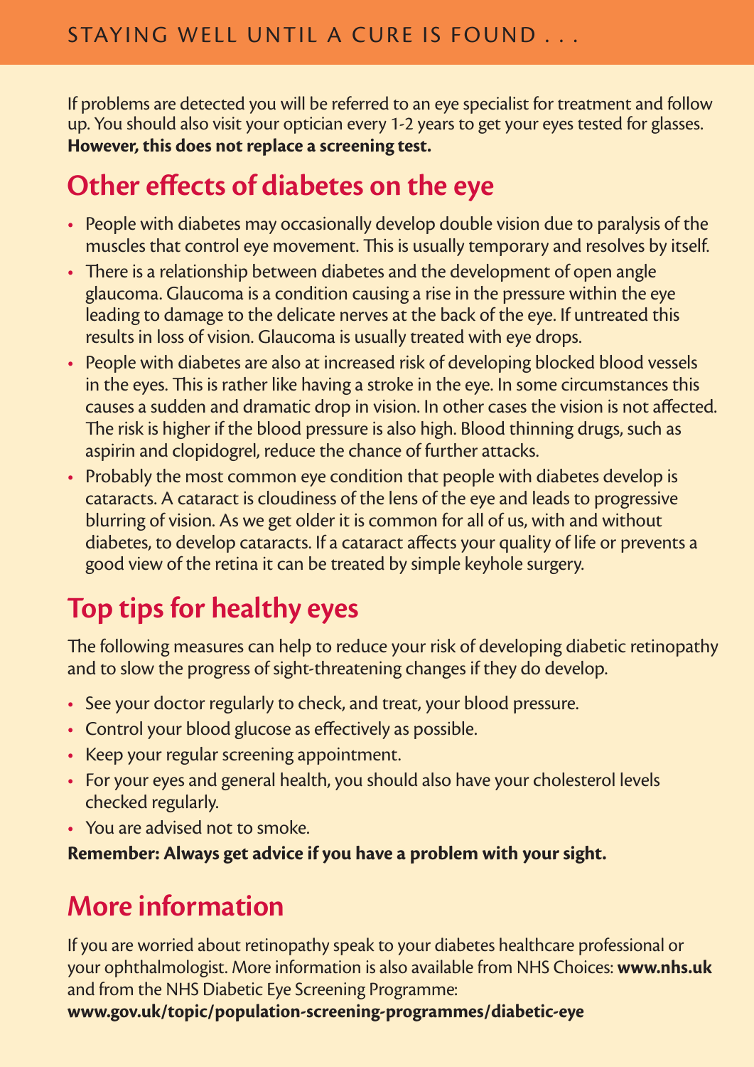If problems are detected you will be referred to an eye specialist for treatment and follow up. You should also visit your optician every 1-2 years to get your eyes tested for glasses. **However, this does not replace a screening test.**

## Other effects of diabetes on the eye

- People with diabetes may occasionally develop double vision due to paralysis of the muscles that control eye movement. This is usually temporary and resolves by itself.
- There is a relationship between diabetes and the development of open angle glaucoma. Glaucoma is a condition causing a rise in the pressure within the eye leading to damage to the delicate nerves at the back of the eye. If untreated this results in loss of vision. Glaucoma is usually treated with eye drops.
- People with diabetes are also at increased risk of developing blocked blood vessels in the eyes. This is rather like having a stroke in the eye. In some circumstances this causes a sudden and dramatic drop in vision. In other cases the vision is not affected. The risk is higher if the blood pressure is also high. Blood thinning drugs, such as aspirin and clopidogrel, reduce the chance of further attacks.
- Probably the most common eye condition that people with diabetes develop is cataracts. A cataract is cloudiness of the lens of the eye and leads to progressive blurring of vision. As we get older it is common for all of us, with and without diabetes, to develop cataracts. If a cataract affects your quality of life or prevents a good view of the retina it can be treated by simple keyhole surgery.

## Top tips for healthy eyes

The following measures can help to reduce your risk of developing diabetic retinopathy and to slow the progress of sight-threatening changes if they do develop.

- See your doctor regularly to check, and treat, your blood pressure.
- Control your blood glucose as effectively as possible.
- Keep your regular screening appointment.
- For your eyes and general health, you should also have your cholesterol levels checked regularly.
- You are advised not to smoke.

**Remember: Always get advice if you have a problem with your sight.**

## More information

If you are worried about retinopathy speak to your diabetes healthcare professional or your ophthalmologist. More information is also available from NHS Choices: **www.nhs.uk** and from the NHS Diabetic Eye Screening Programme: **www.gov.uk/topic/population-screening-programmes/diabetic-eye**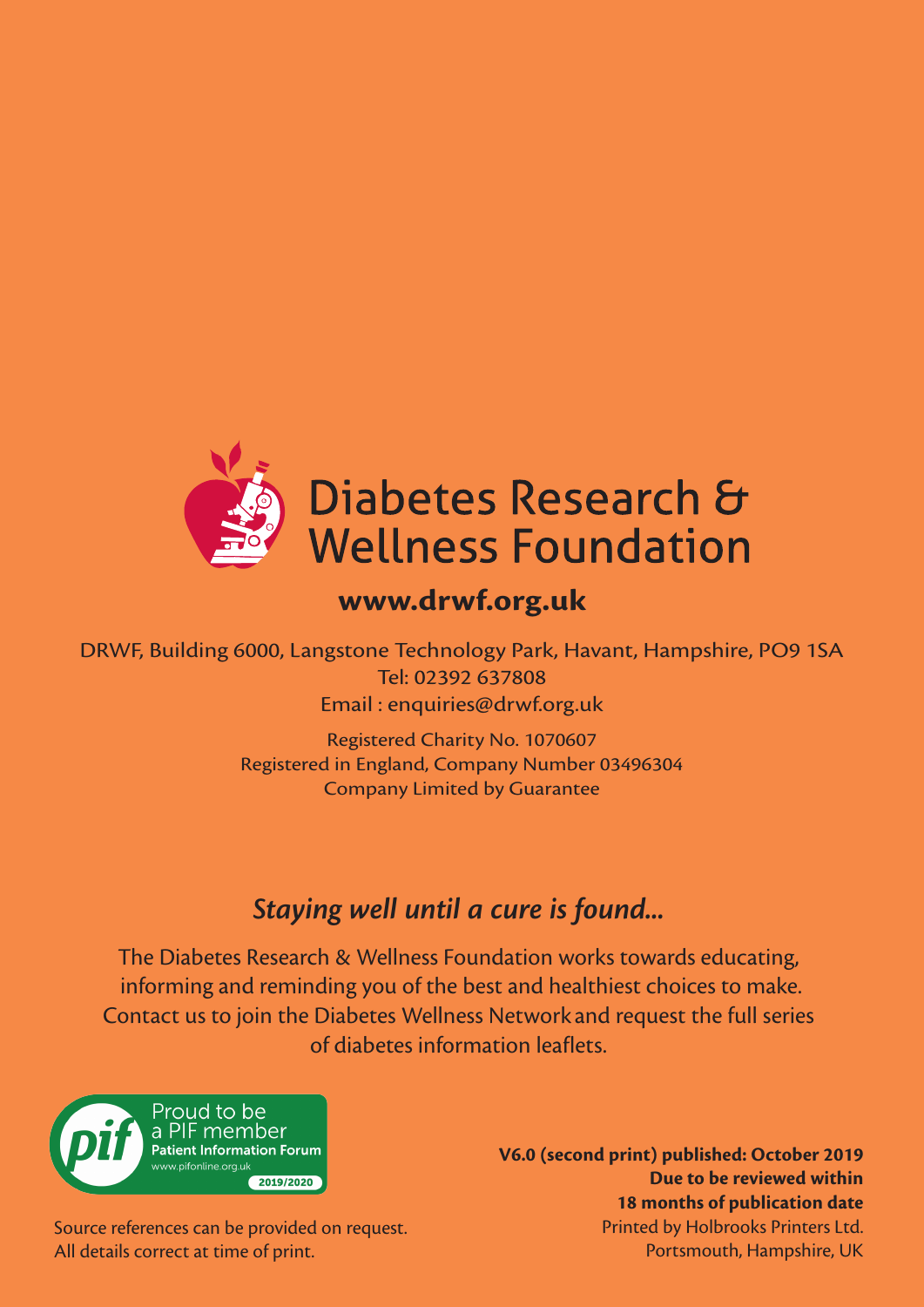# Diabetes Research & Wellness Foundation

**www.drwf.org.uk**

DRWF, Building 6000, Langstone Technology Park, Havant, Hampshire, PO9 1SA
Tel: 02392 637808
Email : enquiries@drwf.org.uk

Registered Charity No. 1070607
Registered in England, Company Number 03496304
Company Limited by Guarantee

## *Staying well until a cure is found...*

The Diabetes Research & Wellness Foundation works towards educating, informing and reminding you of the best and healthiest choices to make. Contact us to join the Diabetes Wellness Network and request the full series of diabetes information leaflets.

pif Proud to be a PIF member
**Patient Information Forum**
www.pifonline.org.uk
**2019/2020**

Source references can be provided on request.
All details correct at time of print.

**V6.0 (second print) published: October 2019**
**Due to be reviewed within 18 months of publication date**
Printed by Holbrooks Printers Ltd.
Portsmouth, Hampshire, UK